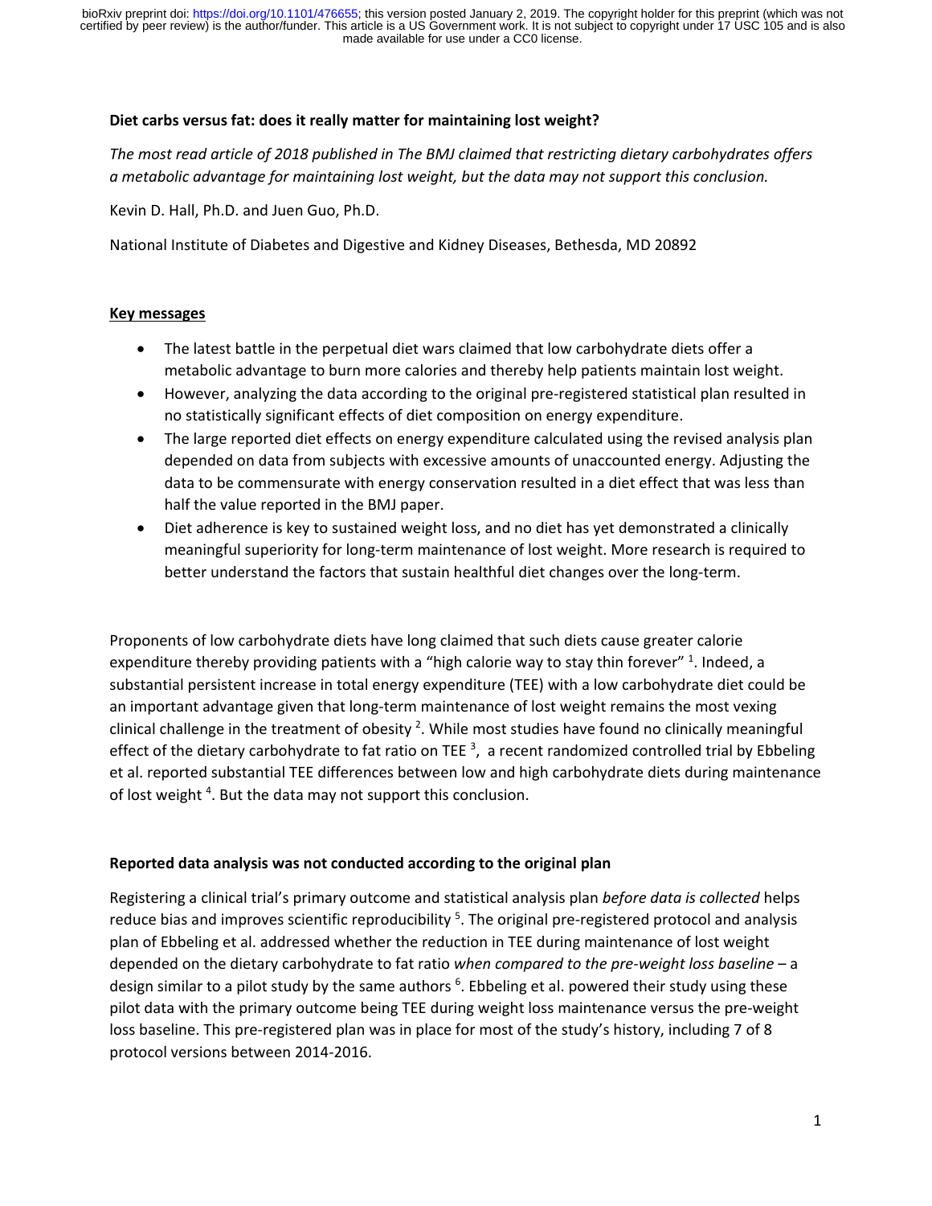**Diet carbs versus fat: does it really matter for maintaining lost weight?**

*The most read article of 2018 published in The BMJ claimed that restricting dietary carbohydrates offers a metabolic advantage for maintaining lost weight, but the data may not support this conclusion.*

Kevin D. Hall, Ph.D. and Juen Guo, Ph.D.

National Institute of Diabetes and Digestive and Kidney Diseases, Bethesda, MD 20892

**Key messages**

- The latest battle in the perpetual diet wars claimed that low carbohydrate diets offer a metabolic advantage to burn more calories and thereby help patients maintain lost weight.
- However, analyzing the data according to the original pre-registered statistical plan resulted in no statistically significant effects of diet composition on energy expenditure.
- The large reported diet effects on energy expenditure calculated using the revised analysis plan depended on data from subjects with excessive amounts of unaccounted energy. Adjusting the data to be commensurate with energy conservation resulted in a diet effect that was less than half the value reported in the BMJ paper.
- Diet adherence is key to sustained weight loss, and no diet has yet demonstrated a clinically meaningful superiority for long-term maintenance of lost weight. More research is required to better understand the factors that sustain healthful diet changes over the long-term.

Proponents of low carbohydrate diets have long claimed that such diets cause greater calorie expenditure thereby providing patients with a "high calorie way to stay thin forever" [1]. Indeed, a substantial persistent increase in total energy expenditure (TEE) with a low carbohydrate diet could be an important advantage given that long-term maintenance of lost weight remains the most vexing clinical challenge in the treatment of obesity [2]. While most studies have found no clinically meaningful effect of the dietary carbohydrate to fat ratio on TEE [3], a recent randomized controlled trial by Ebbeling et al. reported substantial TEE differences between low and high carbohydrate diets during maintenance of lost weight [4]. But the data may not support this conclusion.

**Reported data analysis was not conducted according to the original plan**

Registering a clinical trial's primary outcome and statistical analysis plan *before data is collected* helps reduce bias and improves scientific reproducibility [5]. The original pre-registered protocol and analysis plan of Ebbeling et al. addressed whether the reduction in TEE during maintenance of lost weight depended on the dietary carbohydrate to fat ratio *when compared to the pre-weight loss baseline* – a design similar to a pilot study by the same authors [6]. Ebbeling et al. powered their study using these pilot data with the primary outcome being TEE during weight loss maintenance versus the pre-weight loss baseline. This pre-registered plan was in place for most of the study's history, including 7 of 8 protocol versions between 2014-2016.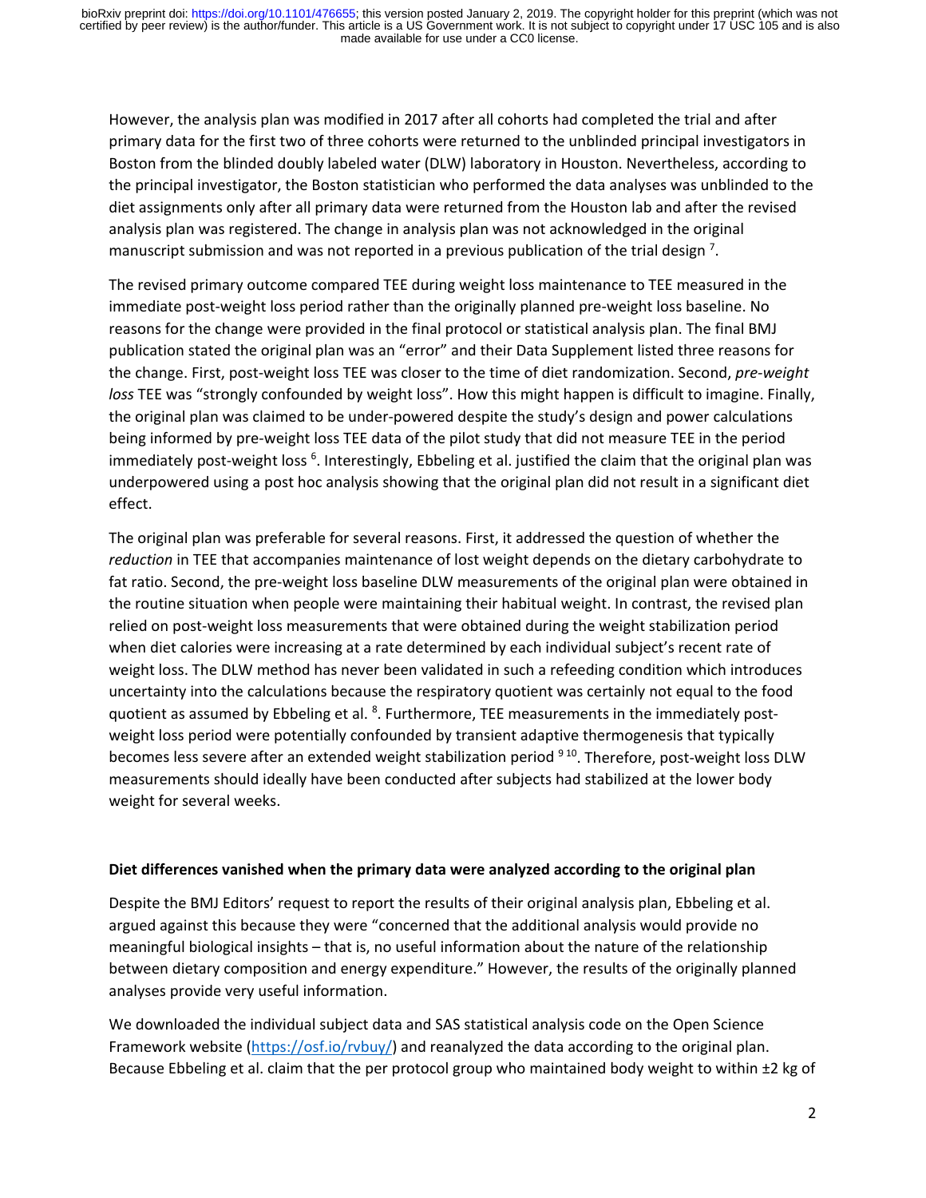However, the analysis plan was modified in 2017 after all cohorts had completed the trial and after primary data for the first two of three cohorts were returned to the unblinded principal investigators in Boston from the blinded doubly labeled water (DLW) laboratory in Houston. Nevertheless, according to the principal investigator, the Boston statistician who performed the data analyses was unblinded to the diet assignments only after all primary data were returned from the Houston lab and after the revised analysis plan was registered. The change in analysis plan was not acknowledged in the original manuscript submission and was not reported in a previous publication of the trial design [7].

The revised primary outcome compared TEE during weight loss maintenance to TEE measured in the immediate post-weight loss period rather than the originally planned pre-weight loss baseline. No reasons for the change were provided in the final protocol or statistical analysis plan. The final BMJ publication stated the original plan was an "error" and their Data Supplement listed three reasons for the change. First, post-weight loss TEE was closer to the time of diet randomization. Second, *pre-weight loss* TEE was "strongly confounded by weight loss". How this might happen is difficult to imagine. Finally, the original plan was claimed to be under-powered despite the study's design and power calculations being informed by pre-weight loss TEE data of the pilot study that did not measure TEE in the period immediately post-weight loss [6]. Interestingly, Ebbeling et al. justified the claim that the original plan was underpowered using a post hoc analysis showing that the original plan did not result in a significant diet effect.

The original plan was preferable for several reasons. First, it addressed the question of whether the *reduction* in TEE that accompanies maintenance of lost weight depends on the dietary carbohydrate to fat ratio. Second, the pre-weight loss baseline DLW measurements of the original plan were obtained in the routine situation when people were maintaining their habitual weight. In contrast, the revised plan relied on post-weight loss measurements that were obtained during the weight stabilization period when diet calories were increasing at a rate determined by each individual subject's recent rate of weight loss. The DLW method has never been validated in such a refeeding condition which introduces uncertainty into the calculations because the respiratory quotient was certainly not equal to the food quotient as assumed by Ebbeling et al. [8]. Furthermore, TEE measurements in the immediately post-weight loss period were potentially confounded by transient adaptive thermogenesis that typically becomes less severe after an extended weight stabilization period [9,10]. Therefore, post-weight loss DLW measurements should ideally have been conducted after subjects had stabilized at the lower body weight for several weeks.

**Diet differences vanished when the primary data were analyzed according to the original plan**

Despite the BMJ Editors' request to report the results of their original analysis plan, Ebbeling et al. argued against this because they were "concerned that the additional analysis would provide no meaningful biological insights – that is, no useful information about the nature of the relationship between dietary composition and energy expenditure." However, the results of the originally planned analyses provide very useful information.

We downloaded the individual subject data and SAS statistical analysis code on the Open Science Framework website (https://osf.io/rvbuy/) and reanalyzed the data according to the original plan. Because Ebbeling et al. claim that the per protocol group who maintained body weight to within ±2 kg of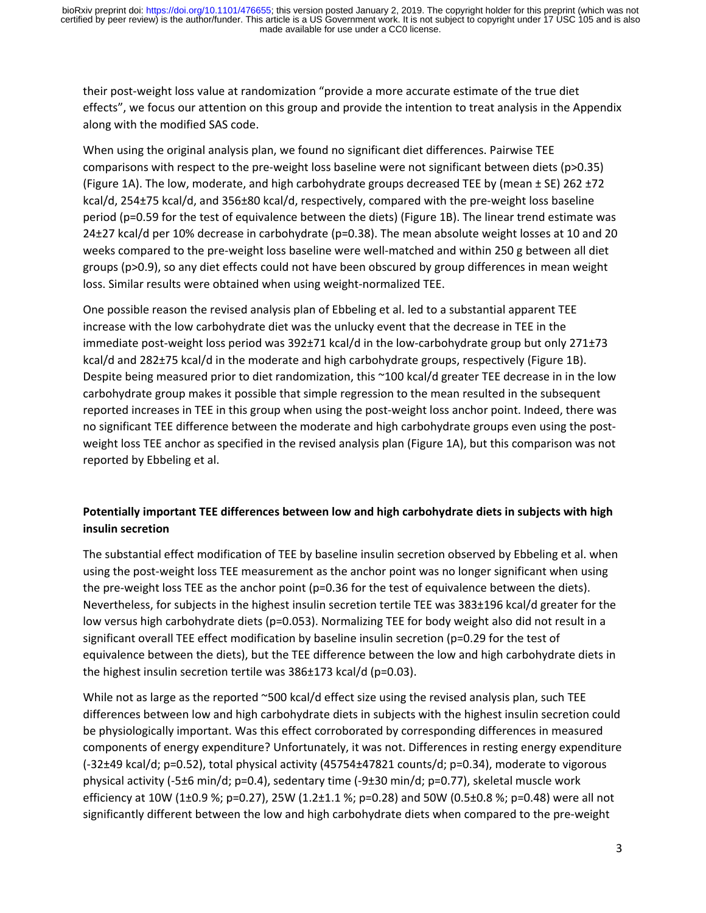their post-weight loss value at randomization "provide a more accurate estimate of the true diet effects", we focus our attention on this group and provide the intention to treat analysis in the Appendix along with the modified SAS code.

When using the original analysis plan, we found no significant diet differences. Pairwise TEE comparisons with respect to the pre-weight loss baseline were not significant between diets ($p>0.35$) (Figure 1A). The low, moderate, and high carbohydrate groups decreased TEE by (mean ± SE) 262 ±72 kcal/d, 254±75 kcal/d, and 356±80 kcal/d, respectively, compared with the pre-weight loss baseline period ($p=0.59$ for the test of equivalence between the diets) (Figure 1B). The linear trend estimate was 24±27 kcal/d per 10% decrease in carbohydrate ($p=0.38$). The mean absolute weight losses at 10 and 20 weeks compared to the pre-weight loss baseline were well-matched and within 250 g between all diet groups ($p>0.9$), so any diet effects could not have been obscured by group differences in mean weight loss. Similar results were obtained when using weight-normalized TEE.

One possible reason the revised analysis plan of Ebbeling et al. led to a substantial apparent TEE increase with the low carbohydrate diet was the unlucky event that the decrease in TEE in the immediate post-weight loss period was 392±71 kcal/d in the low-carbohydrate group but only 271±73 kcal/d and 282±75 kcal/d in the moderate and high carbohydrate groups, respectively (Figure 1B). Despite being measured prior to diet randomization, this ~100 kcal/d greater TEE decrease in in the low carbohydrate group makes it possible that simple regression to the mean resulted in the subsequent reported increases in TEE in this group when using the post-weight loss anchor point. Indeed, there was no significant TEE difference between the moderate and high carbohydrate groups even using the post-weight loss TEE anchor as specified in the revised analysis plan (Figure 1A), but this comparison was not reported by Ebbeling et al.

## Potentially important TEE differences between low and high carbohydrate diets in subjects with high insulin secretion

The substantial effect modification of TEE by baseline insulin secretion observed by Ebbeling et al. when using the post-weight loss TEE measurement as the anchor point was no longer significant when using the pre-weight loss TEE as the anchor point ($p=0.36$ for the test of equivalence between the diets). Nevertheless, for subjects in the highest insulin secretion tertile TEE was 383±196 kcal/d greater for the low versus high carbohydrate diets ($p=0.053$). Normalizing TEE for body weight also did not result in a significant overall TEE effect modification by baseline insulin secretion ($p=0.29$ for the test of equivalence between the diets), but the TEE difference between the low and high carbohydrate diets in the highest insulin secretion tertile was 386±173 kcal/d ($p=0.03$).

While not as large as the reported ~500 kcal/d effect size using the revised analysis plan, such TEE differences between low and high carbohydrate diets in subjects with the highest insulin secretion could be physiologically important. Was this effect corroborated by corresponding differences in measured components of energy expenditure? Unfortunately, it was not. Differences in resting energy expenditure (-32±49 kcal/d; $p=0.52$), total physical activity (45754±47821 counts/d; $p=0.34$), moderate to vigorous physical activity (-5±6 min/d; $p=0.4$), sedentary time (-9±30 min/d; $p=0.77$), skeletal muscle work efficiency at 10W (1±0.9 %; $p=0.27$), 25W (1.2±1.1 %; $p=0.28$) and 50W (0.5±0.8 %; $p=0.48$) were all not significantly different between the low and high carbohydrate diets when compared to the pre-weight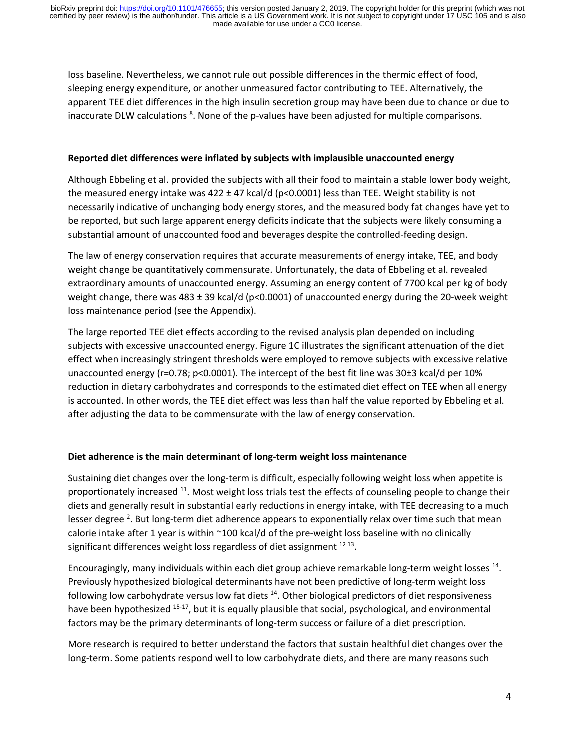loss baseline. Nevertheless, we cannot rule out possible differences in the thermic effect of food, sleeping energy expenditure, or another unmeasured factor contributing to TEE. Alternatively, the apparent TEE diet differences in the high insulin secretion group may have been due to chance or due to inaccurate DLW calculations [8]. None of the p-values have been adjusted for multiple comparisons.

### Reported diet differences were inflated by subjects with implausible unaccounted energy

Although Ebbeling et al. provided the subjects with all their food to maintain a stable lower body weight, the measured energy intake was 422 ± 47 kcal/d ($p<0.0001$) less than TEE. Weight stability is not necessarily indicative of unchanging body energy stores, and the measured body fat changes have yet to be reported, but such large apparent energy deficits indicate that the subjects were likely consuming a substantial amount of unaccounted food and beverages despite the controlled-feeding design.

The law of energy conservation requires that accurate measurements of energy intake, TEE, and body weight change be quantitatively commensurate. Unfortunately, the data of Ebbeling et al. revealed extraordinary amounts of unaccounted energy. Assuming an energy content of 7700 kcal per kg of body weight change, there was 483 ± 39 kcal/d ($p<0.0001$) of unaccounted energy during the 20-week weight loss maintenance period (see the Appendix).

The large reported TEE diet effects according to the revised analysis plan depended on including subjects with excessive unaccounted energy. Figure 1C illustrates the significant attenuation of the diet effect when increasingly stringent thresholds were employed to remove subjects with excessive relative unaccounted energy ($r=0.78$; $p<0.0001$). The intercept of the best fit line was 30±3 kcal/d per 10% reduction in dietary carbohydrates and corresponds to the estimated diet effect on TEE when all energy is accounted. In other words, the TEE diet effect was less than half the value reported by Ebbeling et al. after adjusting the data to be commensurate with the law of energy conservation.

### Diet adherence is the main determinant of long-term weight loss maintenance

Sustaining diet changes over the long-term is difficult, especially following weight loss when appetite is proportionately increased [11]. Most weight loss trials test the effects of counseling people to change their diets and generally result in substantial early reductions in energy intake, with TEE decreasing to a much lesser degree [2]. But long-term diet adherence appears to exponentially relax over time such that mean calorie intake after 1 year is within ~100 kcal/d of the pre-weight loss baseline with no clinically significant differences weight loss regardless of diet assignment [12,13].

Encouragingly, many individuals within each diet group achieve remarkable long-term weight losses [14]. Previously hypothesized biological determinants have not been predictive of long-term weight loss following low carbohydrate versus low fat diets [14]. Other biological predictors of diet responsiveness have been hypothesized [15-17], but it is equally plausible that social, psychological, and environmental factors may be the primary determinants of long-term success or failure of a diet prescription.

More research is required to better understand the factors that sustain healthful diet changes over the long-term. Some patients respond well to low carbohydrate diets, and there are many reasons such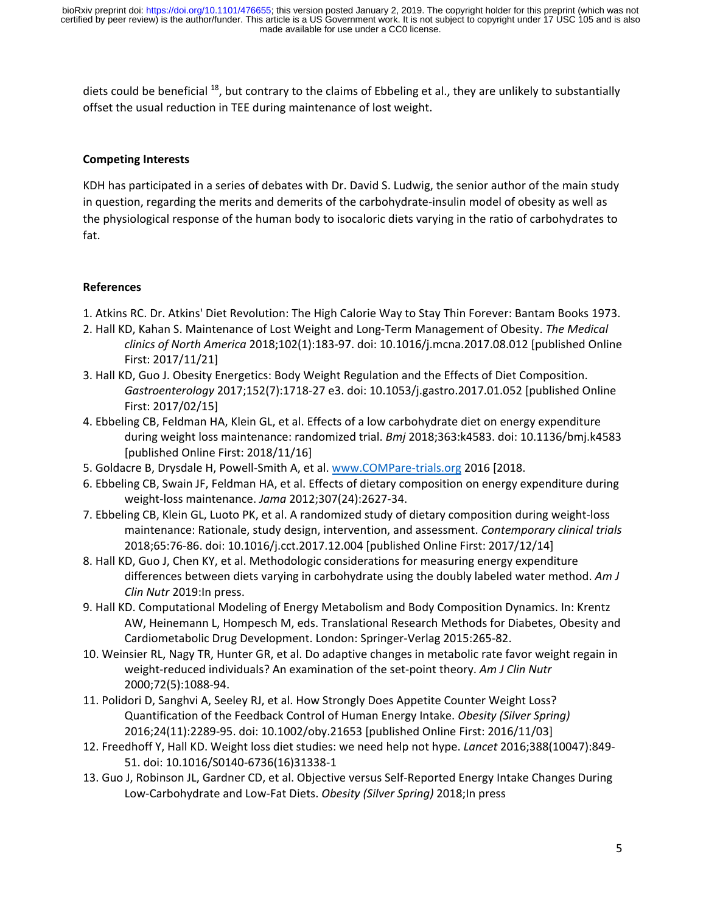diets could be beneficial [18], but contrary to the claims of Ebbeling et al., they are unlikely to substantially offset the usual reduction in TEE during maintenance of lost weight.

## Competing Interests

KDH has participated in a series of debates with Dr. David S. Ludwig, the senior author of the main study in question, regarding the merits and demerits of the carbohydrate-insulin model of obesity as well as the physiological response of the human body to isocaloric diets varying in the ratio of carbohydrates to fat.

## References

1. Atkins RC. Dr. Atkins' Diet Revolution: The High Calorie Way to Stay Thin Forever: Bantam Books 1973.
2. Hall KD, Kahan S. Maintenance of Lost Weight and Long-Term Management of Obesity. *The Medical clinics of North America* 2018;102(1):183-97. doi: 10.1016/j.mcna.2017.08.012 [published Online First: 2017/11/21]
3. Hall KD, Guo J. Obesity Energetics: Body Weight Regulation and the Effects of Diet Composition. *Gastroenterology* 2017;152(7):1718-27 e3. doi: 10.1053/j.gastro.2017.01.052 [published Online First: 2017/02/15]
4. Ebbeling CB, Feldman HA, Klein GL, et al. Effects of a low carbohydrate diet on energy expenditure during weight loss maintenance: randomized trial. *Bmj* 2018;363:k4583. doi: 10.1136/bmj.k4583 [published Online First: 2018/11/16]
5. Goldacre B, Drysdale H, Powell-Smith A, et al. www.COMPare-trials.org 2016 [2018.
6. Ebbeling CB, Swain JF, Feldman HA, et al. Effects of dietary composition on energy expenditure during weight-loss maintenance. *Jama* 2012;307(24):2627-34.
7. Ebbeling CB, Klein GL, Luoto PK, et al. A randomized study of dietary composition during weight-loss maintenance: Rationale, study design, intervention, and assessment. *Contemporary clinical trials* 2018;65:76-86. doi: 10.1016/j.cct.2017.12.004 [published Online First: 2017/12/14]
8. Hall KD, Guo J, Chen KY, et al. Methodologic considerations for measuring energy expenditure differences between diets varying in carbohydrate using the doubly labeled water method. *Am J Clin Nutr* 2019:In press.
9. Hall KD. Computational Modeling of Energy Metabolism and Body Composition Dynamics. In: Krentz AW, Heinemann L, Hompesch M, eds. Translational Research Methods for Diabetes, Obesity and Cardiometabolic Drug Development. London: Springer-Verlag 2015:265-82.
10. Weinsier RL, Nagy TR, Hunter GR, et al. Do adaptive changes in metabolic rate favor weight regain in weight-reduced individuals? An examination of the set-point theory. *Am J Clin Nutr* 2000;72(5):1088-94.
11. Polidori D, Sanghvi A, Seeley RJ, et al. How Strongly Does Appetite Counter Weight Loss? Quantification of the Feedback Control of Human Energy Intake. *Obesity (Silver Spring)* 2016;24(11):2289-95. doi: 10.1002/oby.21653 [published Online First: 2016/11/03]
12. Freedhoff Y, Hall KD. Weight loss diet studies: we need help not hype. *Lancet* 2016;388(10047):849-51. doi: 10.1016/S0140-6736(16)31338-1
13. Guo J, Robinson JL, Gardner CD, et al. Objective versus Self-Reported Energy Intake Changes During Low-Carbohydrate and Low-Fat Diets. *Obesity (Silver Spring)* 2018;In press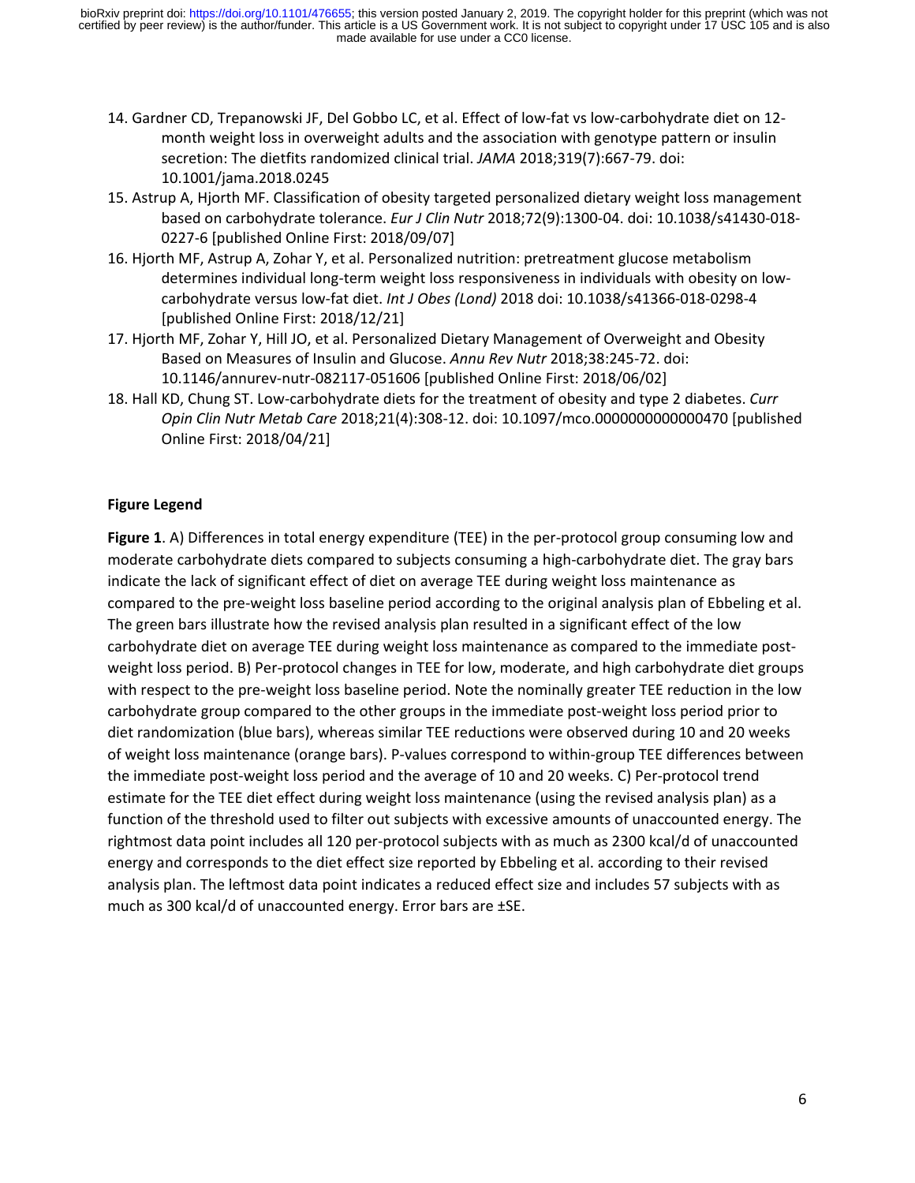14. Gardner CD, Trepanowski JF, Del Gobbo LC, et al. Effect of low-fat vs low-carbohydrate diet on 12-month weight loss in overweight adults and the association with genotype pattern or insulin secretion: The dietfits randomized clinical trial. *JAMA* 2018;319(7):667-79. doi: 10.1001/jama.2018.0245
15. Astrup A, Hjorth MF. Classification of obesity targeted personalized dietary weight loss management based on carbohydrate tolerance. *Eur J Clin Nutr* 2018;72(9):1300-04. doi: 10.1038/s41430-018-0227-6 [published Online First: 2018/09/07]
16. Hjorth MF, Astrup A, Zohar Y, et al. Personalized nutrition: pretreatment glucose metabolism determines individual long-term weight loss responsiveness in individuals with obesity on low-carbohydrate versus low-fat diet. *Int J Obes (Lond)* 2018 doi: 10.1038/s41366-018-0298-4 [published Online First: 2018/12/21]
17. Hjorth MF, Zohar Y, Hill JO, et al. Personalized Dietary Management of Overweight and Obesity Based on Measures of Insulin and Glucose. *Annu Rev Nutr* 2018;38:245-72. doi: 10.1146/annurev-nutr-082117-051606 [published Online First: 2018/06/02]
18. Hall KD, Chung ST. Low-carbohydrate diets for the treatment of obesity and type 2 diabetes. *Curr Opin Clin Nutr Metab Care* 2018;21(4):308-12. doi: 10.1097/mco.0000000000000470 [published Online First: 2018/04/21]

**Figure Legend**

**Figure 1**. A) Differences in total energy expenditure (TEE) in the per-protocol group consuming low and moderate carbohydrate diets compared to subjects consuming a high-carbohydrate diet. The gray bars indicate the lack of significant effect of diet on average TEE during weight loss maintenance as compared to the pre-weight loss baseline period according to the original analysis plan of Ebbeling et al. The green bars illustrate how the revised analysis plan resulted in a significant effect of the low carbohydrate diet on average TEE during weight loss maintenance as compared to the immediate post-weight loss period. B) Per-protocol changes in TEE for low, moderate, and high carbohydrate diet groups with respect to the pre-weight loss baseline period. Note the nominally greater TEE reduction in the low carbohydrate group compared to the other groups in the immediate post-weight loss period prior to diet randomization (blue bars), whereas similar TEE reductions were observed during 10 and 20 weeks of weight loss maintenance (orange bars). P-values correspond to within-group TEE differences between the immediate post-weight loss period and the average of 10 and 20 weeks. C) Per-protocol trend estimate for the TEE diet effect during weight loss maintenance (using the revised analysis plan) as a function of the threshold used to filter out subjects with excessive amounts of unaccounted energy. The rightmost data point includes all 120 per-protocol subjects with as much as 2300 kcal/d of unaccounted energy and corresponds to the diet effect size reported by Ebbeling et al. according to their revised analysis plan. The leftmost data point indicates a reduced effect size and includes 57 subjects with as much as 300 kcal/d of unaccounted energy. Error bars are ±SE.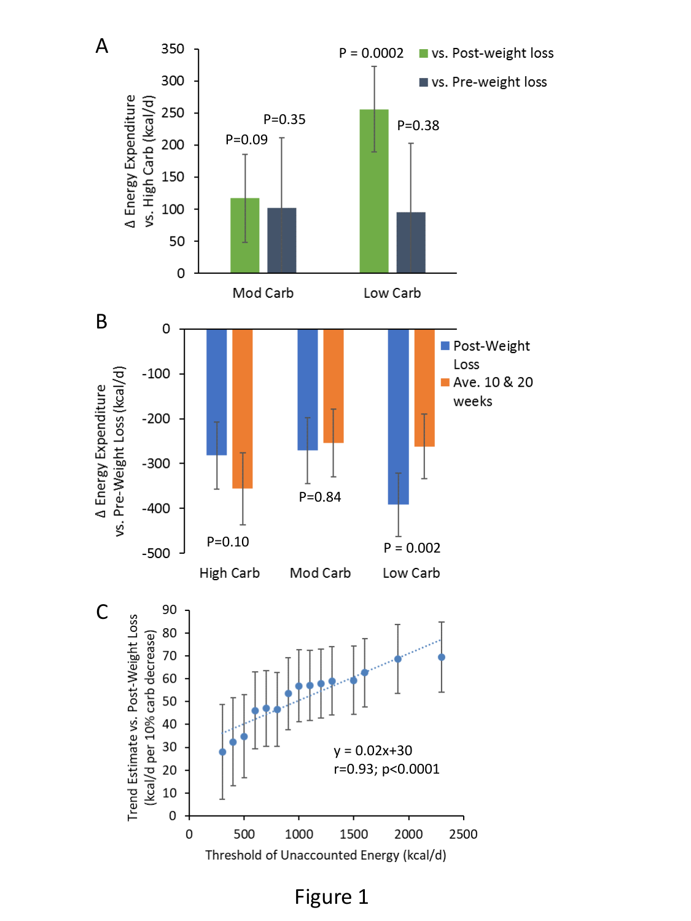Figure 1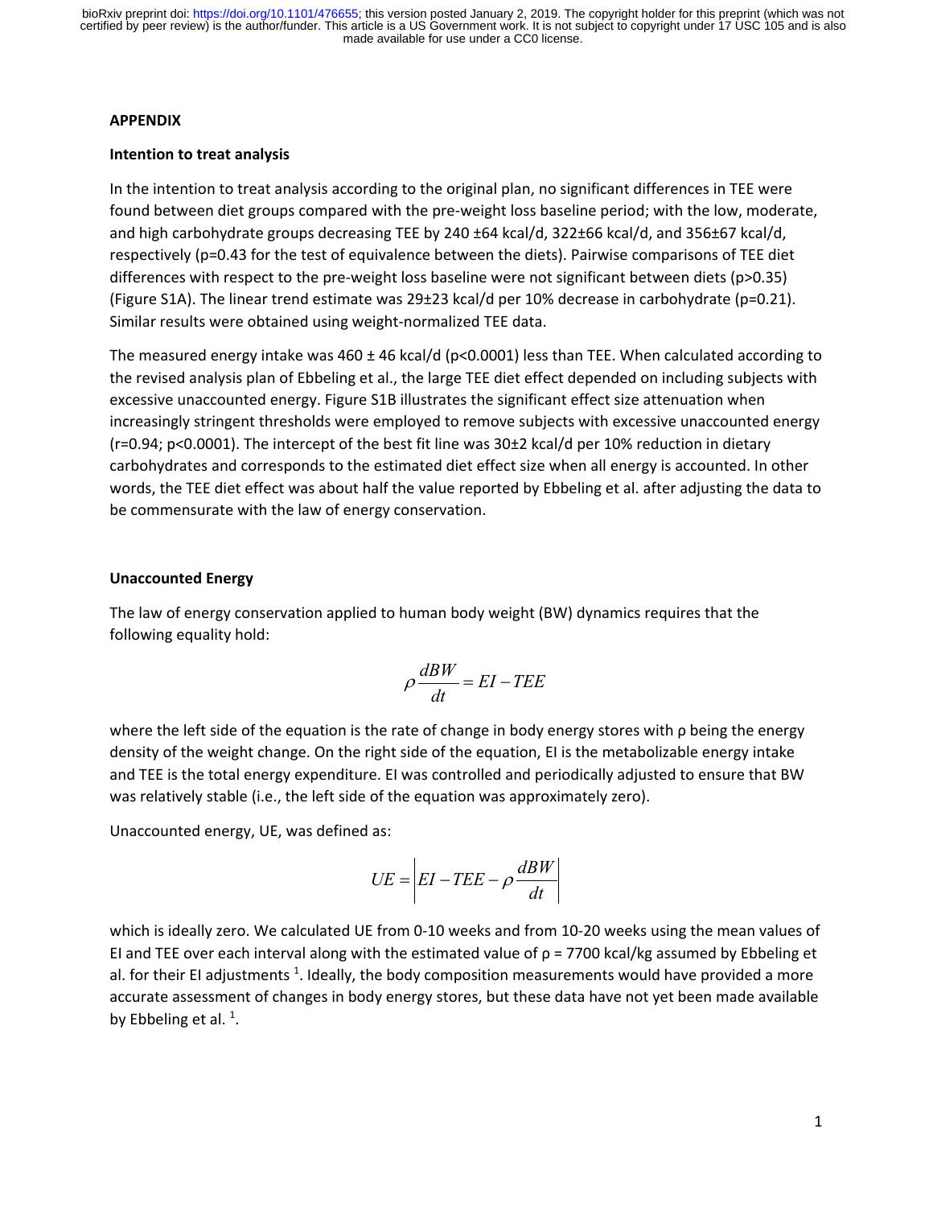## APPENDIX

### Intention to treat analysis

In the intention to treat analysis according to the original plan, no significant differences in TEE were found between diet groups compared with the pre-weight loss baseline period; with the low, moderate, and high carbohydrate groups decreasing TEE by 240 ±64 kcal/d, 322±66 kcal/d, and 356±67 kcal/d, respectively (p=0.43 for the test of equivalence between the diets). Pairwise comparisons of TEE diet differences with respect to the pre-weight loss baseline were not significant between diets (p>0.35) (Figure S1A). The linear trend estimate was 29±23 kcal/d per 10% decrease in carbohydrate (p=0.21). Similar results were obtained using weight-normalized TEE data.

The measured energy intake was 460 ± 46 kcal/d (p<0.0001) less than TEE. When calculated according to the revised analysis plan of Ebbeling et al., the large TEE diet effect depended on including subjects with excessive unaccounted energy. Figure S1B illustrates the significant effect size attenuation when increasingly stringent thresholds were employed to remove subjects with excessive unaccounted energy (r=0.94; p<0.0001). The intercept of the best fit line was 30±2 kcal/d per 10% reduction in dietary carbohydrates and corresponds to the estimated diet effect size when all energy is accounted. In other words, the TEE diet effect was about half the value reported by Ebbeling et al. after adjusting the data to be commensurate with the law of energy conservation.

### Unaccounted Energy

The law of energy conservation applied to human body weight (BW) dynamics requires that the following equality hold:

$$\rho \frac{dBW}{dt} = EI - TEE$$

where the left side of the equation is the rate of change in body energy stores with ρ being the energy density of the weight change. On the right side of the equation, EI is the metabolizable energy intake and TEE is the total energy expenditure. EI was controlled and periodically adjusted to ensure that BW was relatively stable (i.e., the left side of the equation was approximately zero).

Unaccounted energy, UE, was defined as:

$$UE = \left| EI - TEE - \rho \frac{dBW}{dt} \right|$$

which is ideally zero. We calculated UE from 0-10 weeks and from 10-20 weeks using the mean values of EI and TEE over each interval along with the estimated value of ρ = 7700 kcal/kg assumed by Ebbeling et al. for their EI adjustments [1]. Ideally, the body composition measurements would have provided a more accurate assessment of changes in body energy stores, but these data have not yet been made available by Ebbeling et al. [1].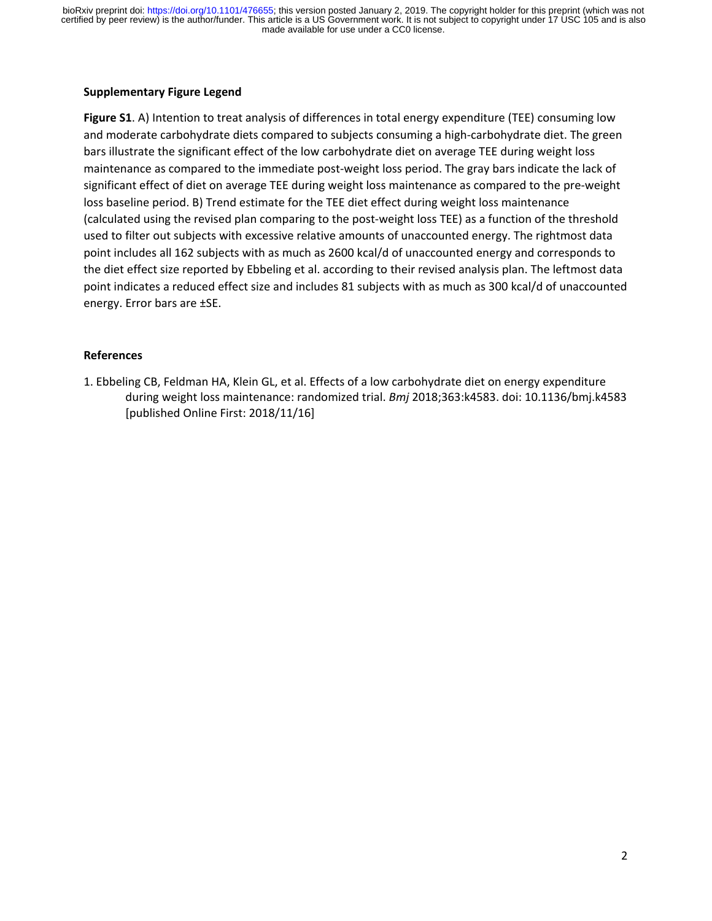## Supplementary Figure Legend

**Figure S1**. A) Intention to treat analysis of differences in total energy expenditure (TEE) consuming low and moderate carbohydrate diets compared to subjects consuming a high-carbohydrate diet. The green bars illustrate the significant effect of the low carbohydrate diet on average TEE during weight loss maintenance as compared to the immediate post-weight loss period. The gray bars indicate the lack of significant effect of diet on average TEE during weight loss maintenance as compared to the pre-weight loss baseline period. B) Trend estimate for the TEE diet effect during weight loss maintenance (calculated using the revised plan comparing to the post-weight loss TEE) as a function of the threshold used to filter out subjects with excessive relative amounts of unaccounted energy. The rightmost data point includes all 162 subjects with as much as 2600 kcal/d of unaccounted energy and corresponds to the diet effect size reported by Ebbeling et al. according to their revised analysis plan. The leftmost data point indicates a reduced effect size and includes 81 subjects with as much as 300 kcal/d of unaccounted energy. Error bars are ±SE.

## References

1. Ebbeling CB, Feldman HA, Klein GL, et al. Effects of a low carbohydrate diet on energy expenditure during weight loss maintenance: randomized trial. *Bmj* 2018;363:k4583. doi: 10.1136/bmj.k4583 [published Online First: 2018/11/16]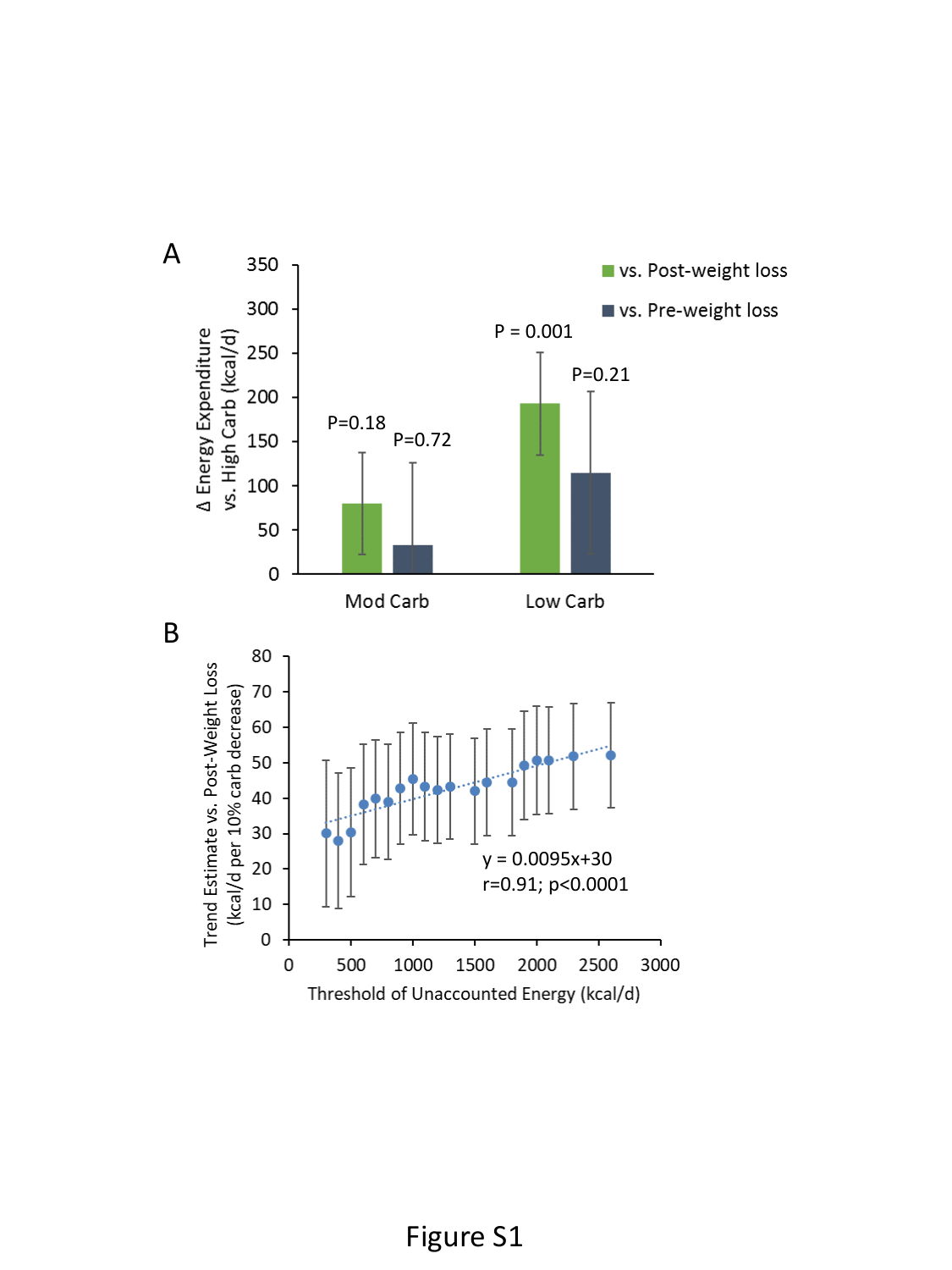A

350
300
250
200
150
100
50
0

Δ Energy Expenditure vs. High Carb (kcal/d)

vs. Post-weight loss
vs. Pre-weight loss

P=0.18
P=0.72
P = 0.001
P=0.21

Mod Carb
Low Carb

B

80
70
60
50
40
30
20
10
0

Trend Estimate vs. Post-Weight Loss (kcal/d per 10% carb decrease)

y = 0.0095x+30
r=0.91; p<0.0001

0
500
1000
1500
2000
2500
3000

Threshold of Unaccounted Energy (kcal/d)

Figure S1